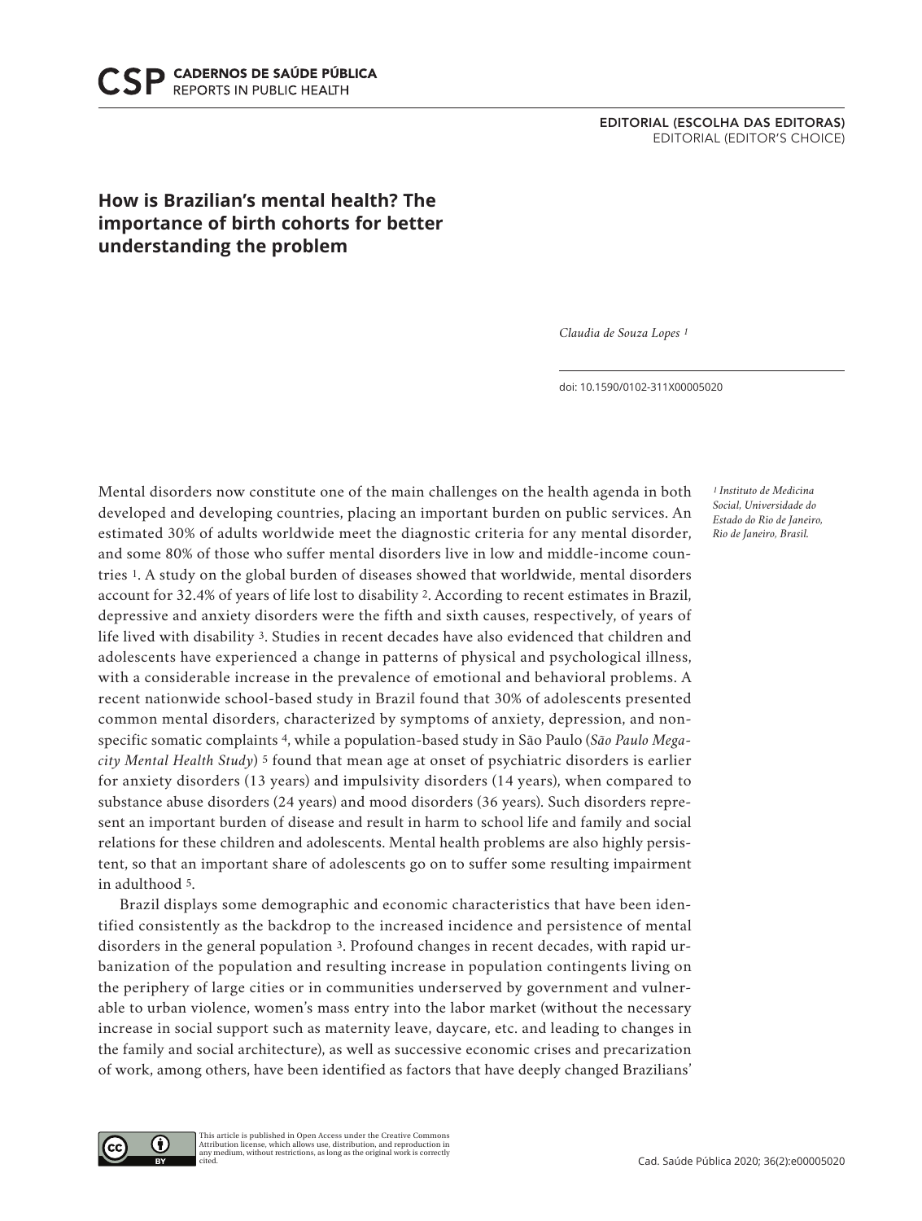EDITORIAL (ESCOLHA DAS EDITORAS)
EDITORIAL (EDITOR'S CHOICE)

# How is Brazilian's mental health? The importance of birth cohorts for better understanding the problem

*Claudia de Souza Lopes* [1]

doi: 10.1590/0102-311X00005020

[1] *Instituto de Medicina Social, Universidade do Estado do Rio de Janeiro, Rio de Janeiro, Brasil.*

Mental disorders now constitute one of the main challenges on the health agenda in both developed and developing countries, placing an important burden on public services. An estimated 30% of adults worldwide meet the diagnostic criteria for any mental disorder, and some 80% of those who suffer mental disorders live in low and middle-income countries [1]. A study on the global burden of diseases showed that worldwide, mental disorders account for 32.4% of years of life lost to disability [2]. According to recent estimates in Brazil, depressive and anxiety disorders were the fifth and sixth causes, respectively, of years of life lived with disability [3]. Studies in recent decades have also evidenced that children and adolescents have experienced a change in patterns of physical and psychological illness, with a considerable increase in the prevalence of emotional and behavioral problems. A recent nationwide school-based study in Brazil found that 30% of adolescents presented common mental disorders, characterized by symptoms of anxiety, depression, and non-specific somatic complaints [4], while a population-based study in São Paulo (*São Paulo Megacity Mental Health Study*) [5] found that mean age at onset of psychiatric disorders is earlier for anxiety disorders (13 years) and impulsivity disorders (14 years), when compared to substance abuse disorders (24 years) and mood disorders (36 years). Such disorders represent an important burden of disease and result in harm to school life and family and social relations for these children and adolescents. Mental health problems are also highly persistent, so that an important share of adolescents go on to suffer some resulting impairment in adulthood [5].

Brazil displays some demographic and economic characteristics that have been identified consistently as the backdrop to the increased incidence and persistence of mental disorders in the general population [3]. Profound changes in recent decades, with rapid urbanization of the population and resulting increase in population contingents living on the periphery of large cities or in communities underserved by government and vulnerable to urban violence, women's mass entry into the labor market (without the necessary increase in social support such as maternity leave, daycare, etc. and leading to changes in the family and social architecture), as well as successive economic crises and precarization of work, among others, have been identified as factors that have deeply changed Brazilians'

This article is published in Open Access under the Creative Commons Attribution license, which allows use, distribution, and reproduction in any medium, without restrictions, as long as the original work is correctly cited.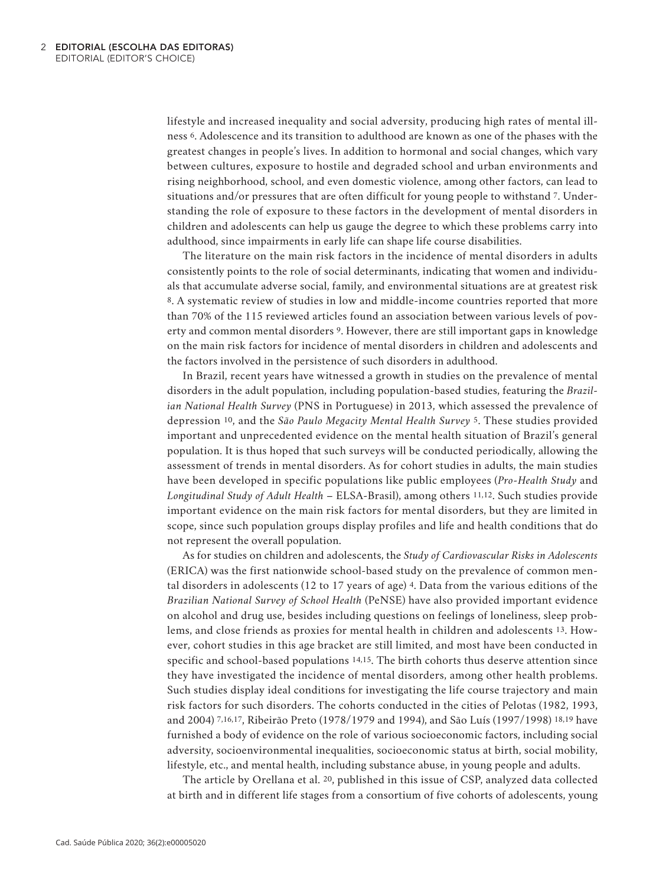lifestyle and increased inequality and social adversity, producing high rates of mental illness [6]. Adolescence and its transition to adulthood are known as one of the phases with the greatest changes in people's lives. In addition to hormonal and social changes, which vary between cultures, exposure to hostile and degraded school and urban environments and rising neighborhood, school, and even domestic violence, among other factors, can lead to situations and/or pressures that are often difficult for young people to withstand [7]. Understanding the role of exposure to these factors in the development of mental disorders in children and adolescents can help us gauge the degree to which these problems carry into adulthood, since impairments in early life can shape life course disabilities.

The literature on the main risk factors in the incidence of mental disorders in adults consistently points to the role of social determinants, indicating that women and individuals that accumulate adverse social, family, and environmental situations are at greatest risk [8]. A systematic review of studies in low and middle-income countries reported that more than 70% of the 115 reviewed articles found an association between various levels of poverty and common mental disorders [9]. However, there are still important gaps in knowledge on the main risk factors for incidence of mental disorders in children and adolescents and the factors involved in the persistence of such disorders in adulthood.

In Brazil, recent years have witnessed a growth in studies on the prevalence of mental disorders in the adult population, including population-based studies, featuring the *Brazilian National Health Survey* (PNS in Portuguese) in 2013, which assessed the prevalence of depression [10], and the *São Paulo Megacity Mental Health Survey* [5]. These studies provided important and unprecedented evidence on the mental health situation of Brazil's general population. It is thus hoped that such surveys will be conducted periodically, allowing the assessment of trends in mental disorders. As for cohort studies in adults, the main studies have been developed in specific populations like public employees (*Pro-Health Study* and *Longitudinal Study of Adult Health* – ELSA-Brasil), among others [11,12]. Such studies provide important evidence on the main risk factors for mental disorders, but they are limited in scope, since such population groups display profiles and life and health conditions that do not represent the overall population.

As for studies on children and adolescents, the *Study of Cardiovascular Risks in Adolescents* (ERICA) was the first nationwide school-based study on the prevalence of common mental disorders in adolescents (12 to 17 years of age) [4]. Data from the various editions of the *Brazilian National Survey of School Health* (PeNSE) have also provided important evidence on alcohol and drug use, besides including questions on feelings of loneliness, sleep problems, and close friends as proxies for mental health in children and adolescents [13]. However, cohort studies in this age bracket are still limited, and most have been conducted in specific and school-based populations [14,15]. The birth cohorts thus deserve attention since they have investigated the incidence of mental disorders, among other health problems. Such studies display ideal conditions for investigating the life course trajectory and main risk factors for such disorders. The cohorts conducted in the cities of Pelotas (1982, 1993, and 2004) [7,16,17], Ribeirão Preto (1978/1979 and 1994), and São Luís (1997/1998) [18,19] have furnished a body of evidence on the role of various socioeconomic factors, including social adversity, socioenvironmental inequalities, socioeconomic status at birth, social mobility, lifestyle, etc., and mental health, including substance abuse, in young people and adults.

The article by Orellana et al. [20], published in this issue of CSP, analyzed data collected at birth and in different life stages from a consortium of five cohorts of adolescents, young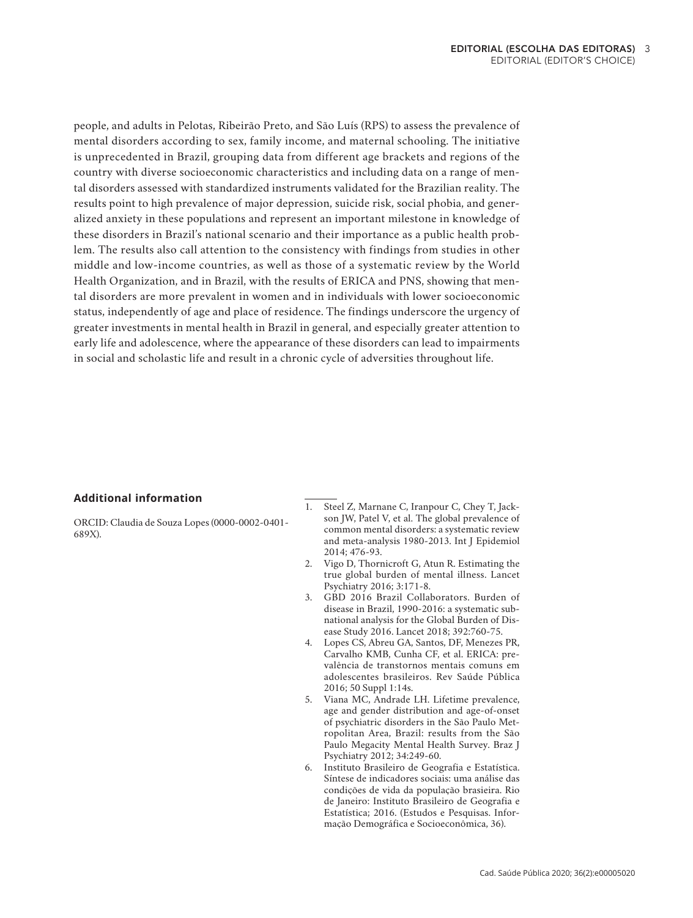people, and adults in Pelotas, Ribeirão Preto, and São Luís (RPS) to assess the prevalence of mental disorders according to sex, family income, and maternal schooling. The initiative is unprecedented in Brazil, grouping data from different age brackets and regions of the country with diverse socioeconomic characteristics and including data on a range of mental disorders assessed with standardized instruments validated for the Brazilian reality. The results point to high prevalence of major depression, suicide risk, social phobia, and generalized anxiety in these populations and represent an important milestone in knowledge of these disorders in Brazil's national scenario and their importance as a public health problem. The results also call attention to the consistency with findings from studies in other middle and low-income countries, as well as those of a systematic review by the World Health Organization, and in Brazil, with the results of ERICA and PNS, showing that mental disorders are more prevalent in women and in individuals with lower socioeconomic status, independently of age and place of residence. The findings underscore the urgency of greater investments in mental health in Brazil in general, and especially greater attention to early life and adolescence, where the appearance of these disorders can lead to impairments in social and scholastic life and result in a chronic cycle of adversities throughout life.

## Additional information

ORCID: Claudia de Souza Lopes (0000-0002-0401-689X).

---

1. Steel Z, Marnane C, Iranpour C, Chey T, Jackson JW, Patel V, et al. The global prevalence of common mental disorders: a systematic review and meta-analysis 1980-2013. Int J Epidemiol 2014; 476-93.
2. Vigo D, Thornicroft G, Atun R. Estimating the true global burden of mental illness. Lancet Psychiatry 2016; 3:171-8.
3. GBD 2016 Brazil Collaborators. Burden of disease in Brazil, 1990-2016: a systematic subnational analysis for the Global Burden of Disease Study 2016. Lancet 2018; 392:760-75.
4. Lopes CS, Abreu GA, Santos, DF, Menezes PR, Carvalho KMB, Cunha CF, et al. ERICA: prevalência de transtornos mentais comuns em adolescentes brasileiros. Rev Saúde Pública 2016; 50 Suppl 1:14s.
5. Viana MC, Andrade LH. Lifetime prevalence, age and gender distribution and age-of-onset of psychiatric disorders in the São Paulo Metropolitan Area, Brazil: results from the São Paulo Megacity Mental Health Survey. Braz J Psychiatry 2012; 34:249-60.
6. Instituto Brasileiro de Geografia e Estatística. Síntese de indicadores sociais: uma análise das condições de vida da população brasieira. Rio de Janeiro: Instituto Brasileiro de Geografia e Estatística; 2016. (Estudos e Pesquisas. Informação Demográfica e Socioeconômica, 36).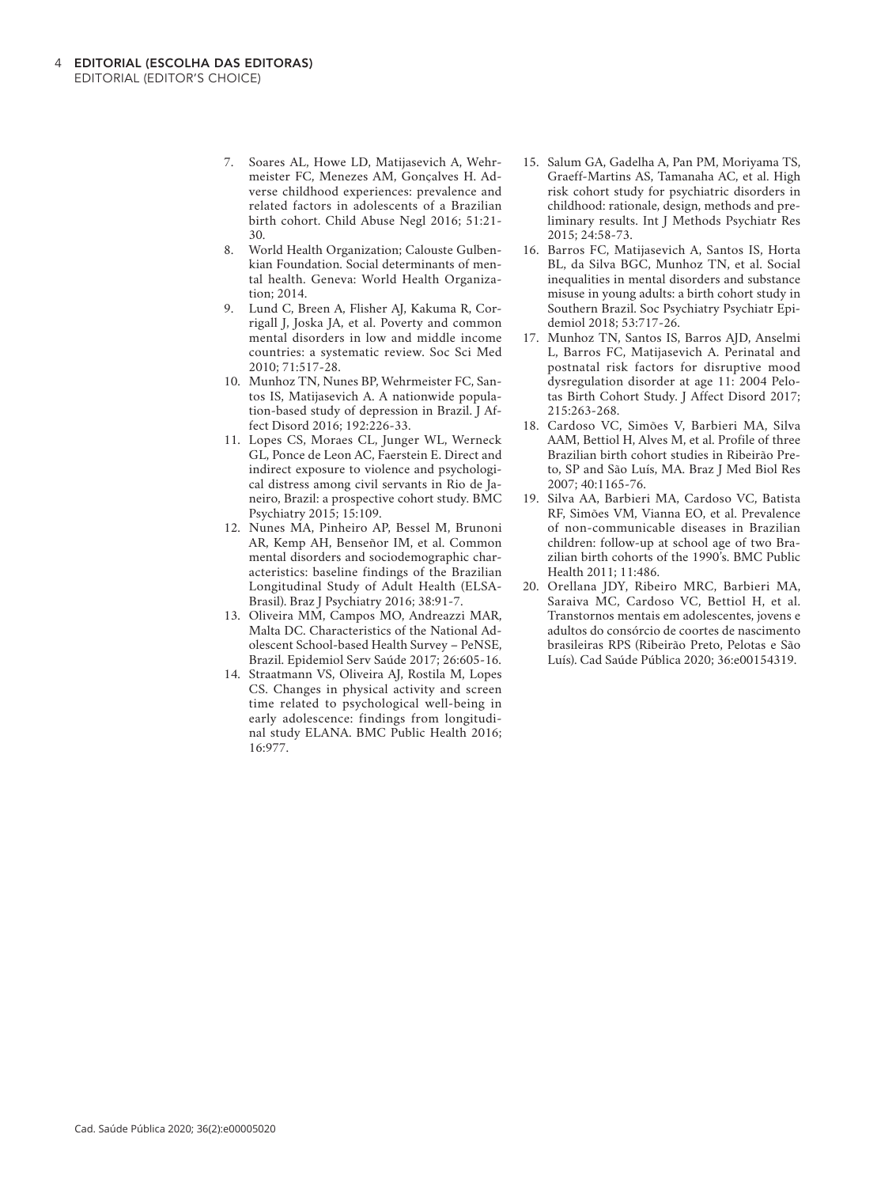7. Soares AL, Howe LD, Matijasevich A, Wehrmeister FC, Menezes AM, Gonçalves H. Adverse childhood experiences: prevalence and related factors in adolescents of a Brazilian birth cohort. Child Abuse Negl 2016; 51:21-30.
8. World Health Organization; Calouste Gulbenkian Foundation. Social determinants of mental health. Geneva: World Health Organization; 2014.
9. Lund C, Breen A, Flisher AJ, Kakuma R, Corrigall J, Joska JA, et al. Poverty and common mental disorders in low and middle income countries: a systematic review. Soc Sci Med 2010; 71:517-28.
10. Munhoz TN, Nunes BP, Wehrmeister FC, Santos IS, Matijasevich A. A nationwide population-based study of depression in Brazil. J Affect Disord 2016; 192:226-33.
11. Lopes CS, Moraes CL, Junger WL, Werneck GL, Ponce de Leon AC, Faerstein E. Direct and indirect exposure to violence and psychological distress among civil servants in Rio de Janeiro, Brazil: a prospective cohort study. BMC Psychiatry 2015; 15:109.
12. Nunes MA, Pinheiro AP, Bessel M, Brunoni AR, Kemp AH, Benseñor IM, et al. Common mental disorders and sociodemographic characteristics: baseline findings of the Brazilian Longitudinal Study of Adult Health (ELSA-Brasil). Braz J Psychiatry 2016; 38:91-7.
13. Oliveira MM, Campos MO, Andreazzi MAR, Malta DC. Characteristics of the National Adolescent School-based Health Survey – PeNSE, Brazil. Epidemiol Serv Saúde 2017; 26:605-16.
14. Straatmann VS, Oliveira AJ, Rostila M, Lopes CS. Changes in physical activity and screen time related to psychological well-being in early adolescence: findings from longitudinal study ELANA. BMC Public Health 2016; 16:977.
15. Salum GA, Gadelha A, Pan PM, Moriyama TS, Graeff-Martins AS, Tamanaha AC, et al. High risk cohort study for psychiatric disorders in childhood: rationale, design, methods and preliminary results. Int J Methods Psychiatr Res 2015; 24:58-73.
16. Barros FC, Matijasevich A, Santos IS, Horta BL, da Silva BGC, Munhoz TN, et al. Social inequalities in mental disorders and substance misuse in young adults: a birth cohort study in Southern Brazil. Soc Psychiatry Psychiatr Epidemiol 2018; 53:717-26.
17. Munhoz TN, Santos IS, Barros AJD, Anselmi L, Barros FC, Matijasevich A. Perinatal and postnatal risk factors for disruptive mood dysregulation disorder at age 11: 2004 Pelotas Birth Cohort Study. J Affect Disord 2017; 215:263-268.
18. Cardoso VC, Simões V, Barbieri MA, Silva AAM, Bettiol H, Alves M, et al. Profile of three Brazilian birth cohort studies in Ribeirão Preto, SP and São Luís, MA. Braz J Med Biol Res 2007; 40:1165-76.
19. Silva AA, Barbieri MA, Cardoso VC, Batista RF, Simões VM, Vianna EO, et al. Prevalence of non-communicable diseases in Brazilian children: follow-up at school age of two Brazilian birth cohorts of the 1990's. BMC Public Health 2011; 11:486.
20. Orellana JDY, Ribeiro MRC, Barbieri MA, Saraiva MC, Cardoso VC, Bettiol H, et al. Transtornos mentais em adolescentes, jovens e adultos do consórcio de coortes de nascimento brasileiras RPS (Ribeirão Preto, Pelotas e São Luís). Cad Saúde Pública 2020; 36:e00154319.